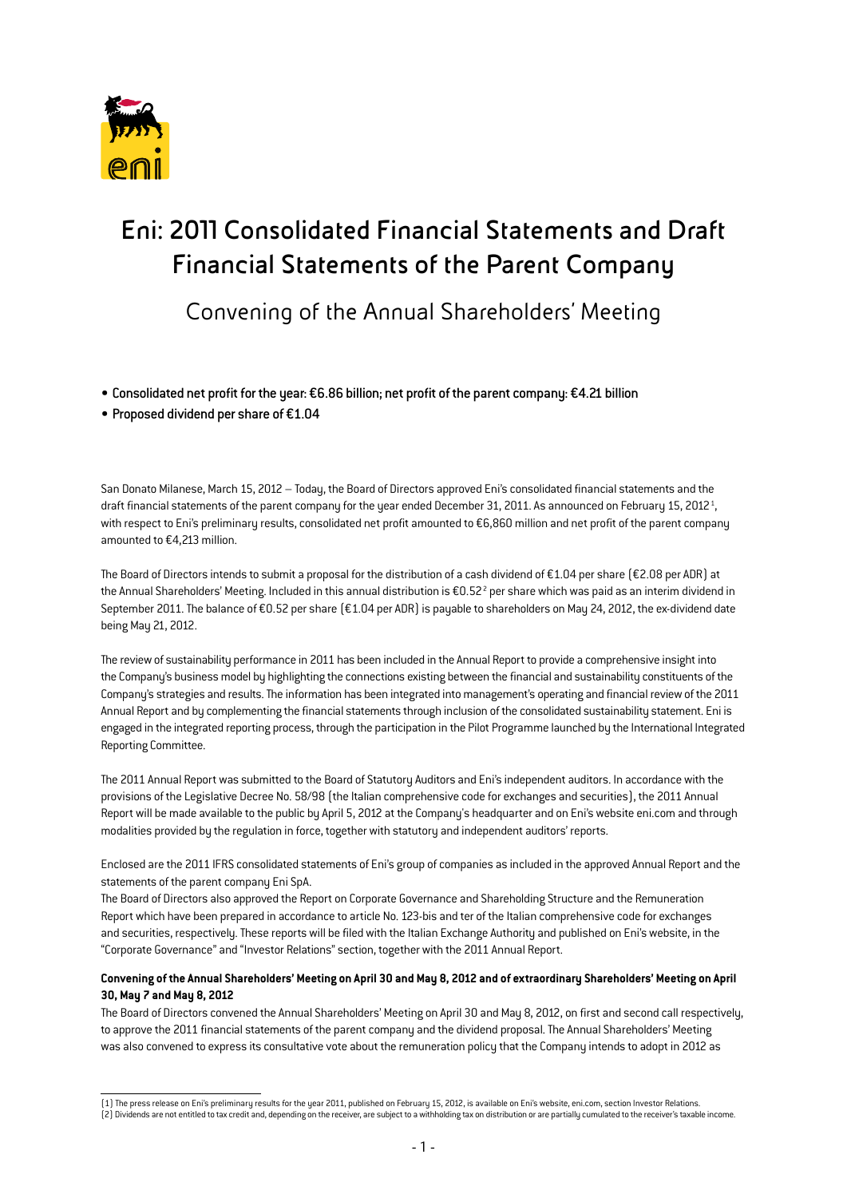# Eni: 2011 Consolidated Financial Statements and Draft Financial Statements of the Parent Company

## Convening of the Annual Shareholders' Meeting

- **Consolidated net profit for the year: €6.86 billion; net profit of the parent company: €4.21 billion**
- **Proposed dividend per share of €1.04**

San Donato Milanese, March 15, 2012 – Today, the Board of Directors approved Eni's consolidated financial statements and the draft financial statements of the parent company for the year ended December 31, 2011. As announced on February 15, 2012 [1], with respect to Eni's preliminary results, consolidated net profit amounted to €6,860 million and net profit of the parent company amounted to €4,213 million.

The Board of Directors intends to submit a proposal for the distribution of a cash dividend of €1.04 per share (€2.08 per ADR) at the Annual Shareholders' Meeting. Included in this annual distribution is €0.52 [2] per share which was paid as an interim dividend in September 2011. The balance of €0.52 per share (€1.04 per ADR) is payable to shareholders on May 24, 2012, the ex-dividend date being May 21, 2012.

The review of sustainability performance in 2011 has been included in the Annual Report to provide a comprehensive insight into the Company's business model by highlighting the connections existing between the financial and sustainability constituents of the Company's strategies and results. The information has been integrated into management's operating and financial review of the 2011 Annual Report and by complementing the financial statements through inclusion of the consolidated sustainability statement. Eni is engaged in the integrated reporting process, through the participation in the Pilot Programme launched by the International Integrated Reporting Committee.

The 2011 Annual Report was submitted to the Board of Statutory Auditors and Eni's independent auditors. In accordance with the provisions of the Legislative Decree No. 58/98 (the Italian comprehensive code for exchanges and securities), the 2011 Annual Report will be made available to the public by April 5, 2012 at the Company's headquarter and on Eni's website eni.com and through modalities provided by the regulation in force, together with statutory and independent auditors' reports.

Enclosed are the 2011 IFRS consolidated statements of Eni's group of companies as included in the approved Annual Report and the statements of the parent company Eni SpA.
The Board of Directors also approved the Report on Corporate Governance and Shareholding Structure and the Remuneration Report which have been prepared in accordance to article No. 123-bis and ter of the Italian comprehensive code for exchanges and securities, respectively. These reports will be filed with the Italian Exchange Authority and published on Eni's website, in the "Corporate Governance" and "Investor Relations" section, together with the 2011 Annual Report.

**Convening of the Annual Shareholders' Meeting on April 30 and May 8, 2012 and of extraordinary Shareholders' Meeting on April 30, May 7 and May 8, 2012**

The Board of Directors convened the Annual Shareholders' Meeting on April 30 and May 8, 2012, on first and second call respectively, to approve the 2011 financial statements of the parent company and the dividend proposal. The Annual Shareholders' Meeting was also convened to express its consultative vote about the remuneration policy that the Company intends to adopt in 2012 as

(1) The press release on Eni's preliminary results for the year 2011, published on February 15, 2012, is available on Eni's website, eni.com, section Investor Relations.
(2) Dividends are not entitled to tax credit and, depending on the receiver, are subject to a withholding tax on distribution or are partially cumulated to the receiver's taxable income.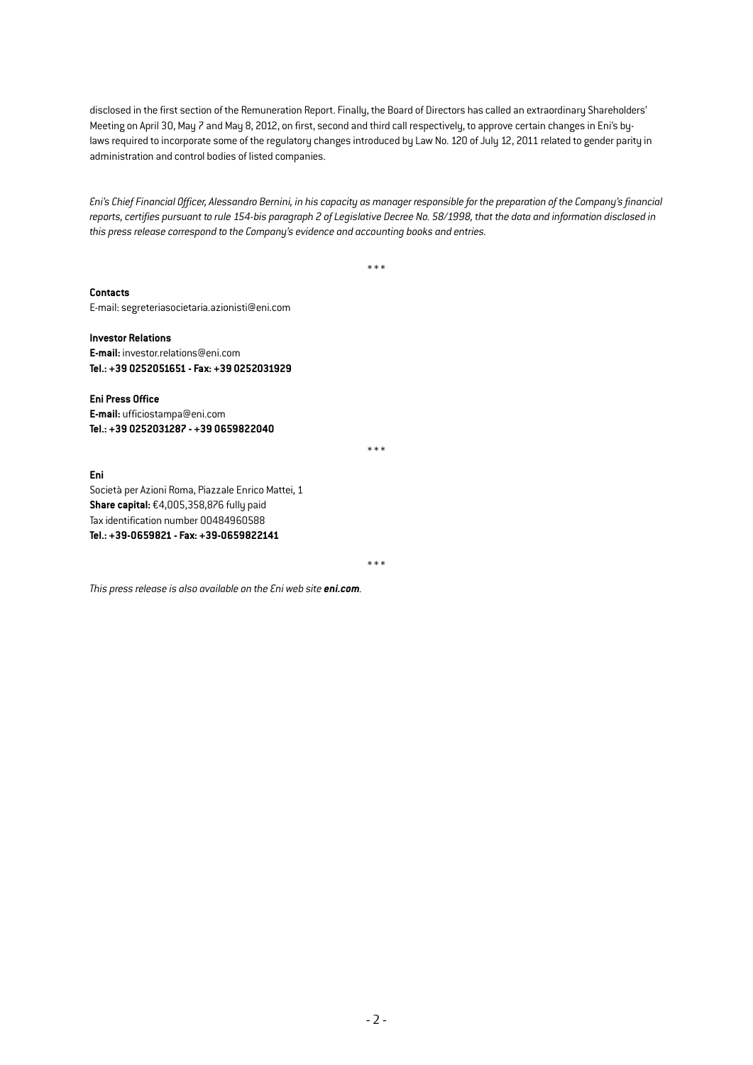disclosed in the first section of the Remuneration Report. Finally, the Board of Directors has called an extraordinary Shareholders' Meeting on April 30, May 7 and May 8, 2012, on first, second and third call respectively, to approve certain changes in Eni's by-laws required to incorporate some of the regulatory changes introduced by Law No. 120 of July 12, 2011 related to gender parity in administration and control bodies of listed companies.

*Eni's Chief Financial Officer, Alessandro Bernini, in his capacity as manager responsible for the preparation of the Company's financial reports, certifies pursuant to rule 154-bis paragraph 2 of Legislative Decree No. 58/1998, that the data and information disclosed in this press release correspond to the Company's evidence and accounting books and entries.*

\* \* \*

**Contacts**
E-mail: segreteriasocietaria.azionisti@eni.com

**Investor Relations**
**E-mail:** investor.relations@eni.com
**Tel.: +39 0252051651 - Fax: +39 0252031929**

**Eni Press Office**
**E-mail:** ufficiostampa@eni.com
**Tel.: +39 0252031287 - +39 0659822040**

\* \* \*

**Eni**
Società per Azioni Roma, Piazzale Enrico Mattei, 1
**Share capital:** €4,005,358,876 fully paid
Tax identification number 00484960588
**Tel.: +39-0659821 - Fax: +39-0659822141**

\* \* \*

*This press release is also available on the Eni web site **eni.com**.*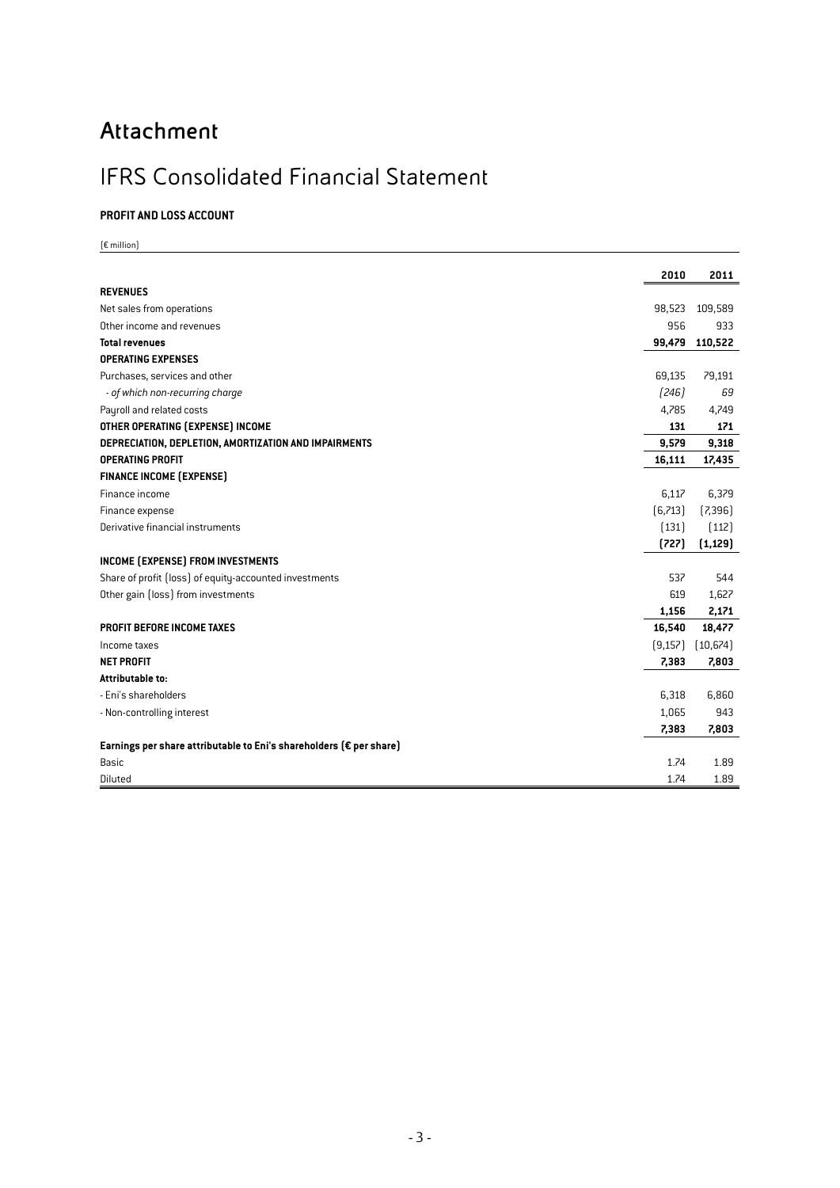# Attachment

# IFRS Consolidated Financial Statement

### PROFIT AND LOSS ACCOUNT

(€ million)

| | 2010 | 2011 |
|---|---|---|
| **REVENUES** | | |
| Net sales from operations | 98,523 | 109,589 |
| Other income and revenues | 956 | 933 |
| **Total revenues** | **99,479** | **110,522** |
| **OPERATING EXPENSES** | | |
| Purchases, services and other | 69,135 | 79,191 |
| *- of which non-recurring charge* | *(246)* | *69* |
| Payroll and related costs | 4,785 | 4,749 |
| **OTHER OPERATING (EXPENSE) INCOME** | **131** | **171** |
| **DEPRECIATION, DEPLETION, AMORTIZATION AND IMPAIRMENTS** | **9,579** | **9,318** |
| **OPERATING PROFIT** | **16,111** | **17,435** |
| **FINANCE INCOME (EXPENSE)** | | |
| Finance income | 6,117 | 6,379 |
| Finance expense | (6,713) | (7,396) |
| Derivative financial instruments | (131) | (112) |
| | **(727)** | **(1,129)** |
| **INCOME (EXPENSE) FROM INVESTMENTS** | | |
| Share of profit (loss) of equity-accounted investments | 537 | 544 |
| Other gain (loss) from investments | 619 | 1,627 |
| | **1,156** | **2,171** |
| **PROFIT BEFORE INCOME TAXES** | **16,540** | **18,477** |
| Income taxes | (9,157) | (10,674) |
| **NET PROFIT** | **7,383** | **7,803** |
| **Attributable to:** | | |
| - Eni's shareholders | 6,318 | 6,860 |
| - Non-controlling interest | 1,065 | 943 |
| | **7,383** | **7,803** |
| **Earnings per share attributable to Eni's shareholders (€ per share)** | | |
| Basic | 1.74 | 1.89 |
| Diluted | 1.74 | 1.89 |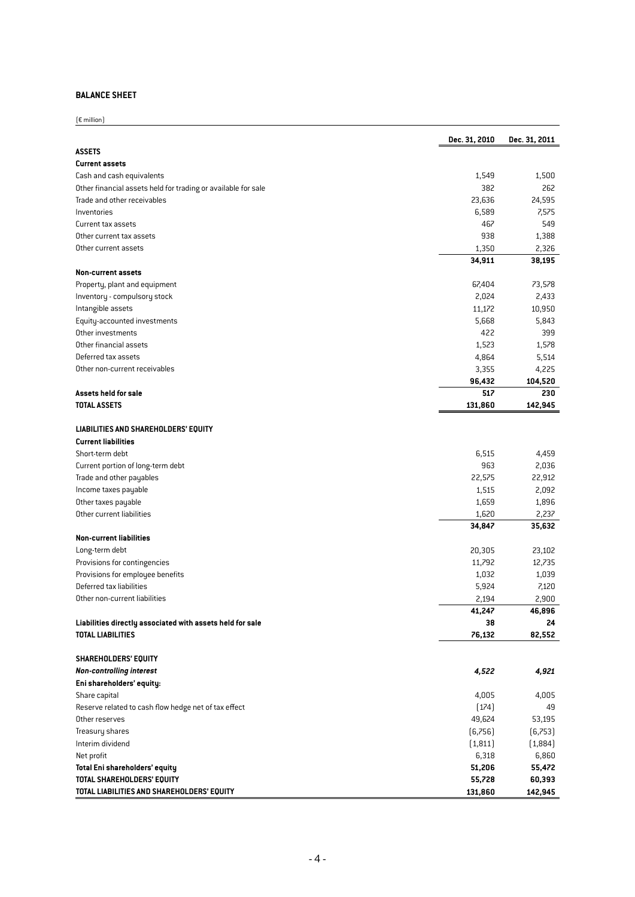## BALANCE SHEET

(€ million)

| | Dec. 31, 2010 | Dec. 31, 2011 |
|---|---|---|
| **ASSETS** | | |
| **Current assets** | | |
| Cash and cash equivalents | 1,549 | 1,500 |
| Other financial assets held for trading or available for sale | 382 | 262 |
| Trade and other receivables | 23,636 | 24,595 |
| Inventories | 6,589 | 7,575 |
| Current tax assets | 467 | 549 |
| Other current tax assets | 938 | 1,388 |
| Other current assets | 1,350 | 2,326 |
| | **34,911** | **38,195** |
| **Non-current assets** | | |
| Property, plant and equipment | 67,404 | 73,578 |
| Inventory - compulsory stock | 2,024 | 2,433 |
| Intangible assets | 11,172 | 10,950 |
| Equity-accounted investments | 5,668 | 5,843 |
| Other investments | 422 | 399 |
| Other financial assets | 1,523 | 1,578 |
| Deferred tax assets | 4,864 | 5,514 |
| Other non-current receivables | 3,355 | 4,225 |
| | **96,432** | **104,520** |
| **Assets held for sale** | **517** | **230** |
| **TOTAL ASSETS** | **131,860** | **142,945** |
| **LIABILITIES AND SHAREHOLDERS' EQUITY** | | |
| **Current liabilities** | | |
| Short-term debt | 6,515 | 4,459 |
| Current portion of long-term debt | 963 | 2,036 |
| Trade and other payables | 22,575 | 22,912 |
| Income taxes payable | 1,515 | 2,092 |
| Other taxes payable | 1,659 | 1,896 |
| Other current liabilities | 1,620 | 2,237 |
| | **34,847** | **35,632** |
| **Non-current liabilities** | | |
| Long-term debt | 20,305 | 23,102 |
| Provisions for contingencies | 11,792 | 12,735 |
| Provisions for employee benefits | 1,032 | 1,039 |
| Deferred tax liabilities | 5,924 | 7,120 |
| Other non-current liabilities | 2,194 | 2,900 |
| | **41,247** | **46,896** |
| **Liabilities directly associated with assets held for sale** | **38** | **24** |
| **TOTAL LIABILITIES** | **76,132** | **82,552** |
| **SHAREHOLDERS' EQUITY** | | |
| ***Non-controlling interest*** | ***4,522*** | ***4,921*** |
| **Eni shareholders' equity:** | | |
| Share capital | 4,005 | 4,005 |
| Reserve related to cash flow hedge net of tax effect | (174) | 49 |
| Other reserves | 49,624 | 53,195 |
| Treasury shares | (6,756) | (6,753) |
| Interim dividend | (1,811) | (1,884) |
| Net profit | 6,318 | 6,860 |
| **Total Eni shareholders' equity** | **51,206** | **55,472** |
| **TOTAL SHAREHOLDERS' EQUITY** | **55,728** | **60,393** |
| **TOTAL LIABILITIES AND SHAREHOLDERS' EQUITY** | **131,860** | **142,945** |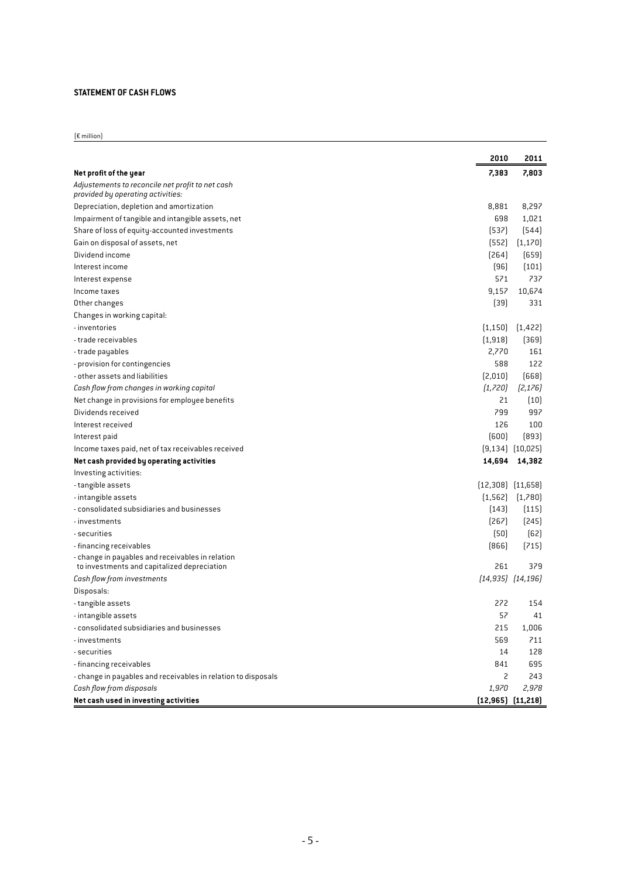## STATEMENT OF CASH FLOWS

(€ million)

| | 2010 | 2011 |
|---|---|---|
| **Net profit of the year** | **7,383** | **7,803** |
| *Adjustements to reconcile net profit to net cash provided by operating activities:* | | |
| Depreciation, depletion and amortization | 8,881 | 8,297 |
| Impairment of tangible and intangible assets, net | 698 | 1,021 |
| Share of loss of equity-accounted investments | (537) | (544) |
| Gain on disposal of assets, net | (552) | (1,170) |
| Dividend income | (264) | (659) |
| Interest income | (96) | (101) |
| Interest expense | 571 | 737 |
| Income taxes | 9,157 | 10,674 |
| Other changes | (39) | 331 |
| Changes in working capital: | | |
| - inventories | (1,150) | (1,422) |
| - trade receivables | (1,918) | (369) |
| - trade payables | 2,770 | 161 |
| - provision for contingencies | 588 | 122 |
| - other assets and liabilities | (2,010) | (668) |
| *Cash flow from changes in working capital* | *(1,720)* | *(2,176)* |
| Net change in provisions for employee benefits | 21 | (10) |
| Dividends received | 799 | 997 |
| Interest received | 126 | 100 |
| Interest paid | (600) | (893) |
| Income taxes paid, net of tax receivables received | (9,134) | (10,025) |
| **Net cash provided by operating activities** | **14,694** | **14,382** |
| Investing activities: | | |
| - tangible assets | (12,308) | (11,658) |
| - intangible assets | (1,562) | (1,780) |
| - consolidated subsidiaries and businesses | (143) | (115) |
| - investments | (267) | (245) |
| - securities | (50) | (62) |
| - financing receivables | (866) | (715) |
| - change in payables and receivables in relation to investments and capitalized depreciation | 261 | 379 |
| *Cash flow from investments* | *(14,935)* | *(14,196)* |
| Disposals: | | |
| - tangible assets | 272 | 154 |
| - intangible assets | 57 | 41 |
| - consolidated subsidiaries and businesses | 215 | 1,006 |
| - investments | 569 | 711 |
| - securities | 14 | 128 |
| - financing receivables | 841 | 695 |
| - change in payables and receivables in relation to disposals | 2 | 243 |
| *Cash flow from disposals* | *1,970* | *2,978* |
| **Net cash used in investing activities** | **(12,965)** | **(11,218)** |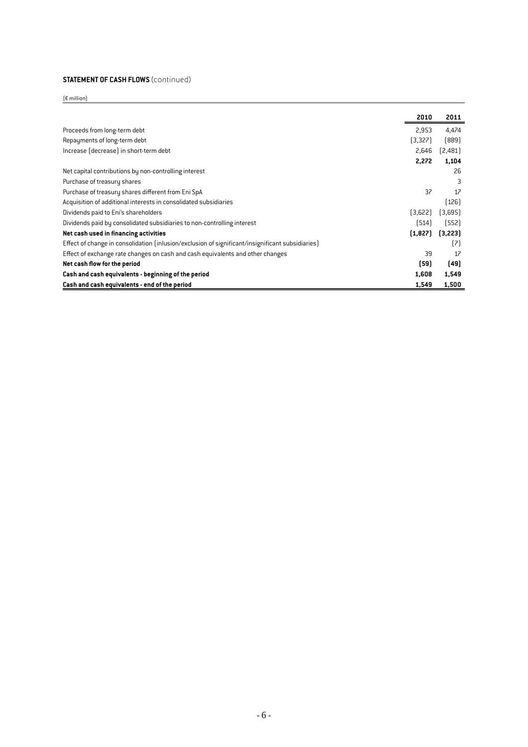**STATEMENT OF CASH FLOWS** (continued)

(€ million)

| | 2010 | 2011 |
|---|---|---|
| Proceeds from long-term debt | 2,953 | 4,474 |
| Repayments of long-term debt | (3,327) | (889) |
| Increase (decrease) in short-term debt | 2,646 | (2,481) |
| | **2,272** | **1,104** |
| Net capital contributions by non-controlling interest | | 26 |
| Purchase of treasury shares | | 3 |
| Purchase of treasury shares different from Eni SpA | 37 | 17 |
| Acquisition of additional interests in consolidated subsidiaries | | (126) |
| Dividends paid to Eni's shareholders | (3,622) | (3,695) |
| Dividends paid by consolidated subsidiaries to non-controlling interest | (514) | (552) |
| **Net cash used in financing activities** | **(1,827)** | **(3,223)** |
| Effect of change in consolidation (inlusion/exclusion of significant/insignificant subsidiaries) | | (7) |
| Effect of exchange rate changes on cash and cash equivalents and other changes | 39 | 17 |
| **Net cash flow for the period** | **(59)** | **(49)** |
| **Cash and cash equivalents - beginning of the period** | **1,608** | **1,549** |
| **Cash and cash equivalents - end of the period** | **1,549** | **1,500** |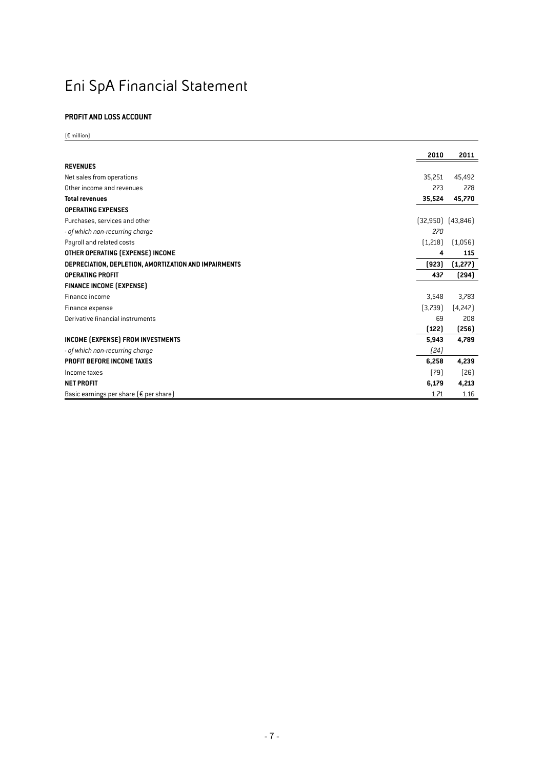# Eni SpA Financial Statement

**PROFIT AND LOSS ACCOUNT**

(€ million)

| | 2010 | 2011 |
|---|---|---|
| **REVENUES** | | |
| Net sales from operations | 35,251 | 45,492 |
| Other income and revenues | 273 | 278 |
| **Total revenues** | **35,524** | **45,770** |
| **OPERATING EXPENSES** | | |
| Purchases, services and other | (32,950) | (43,846) |
| *- of which non-recurring charge* | *270* | |
| Payroll and related costs | (1,218) | (1,056) |
| **OTHER OPERATING (EXPENSE) INCOME** | **4** | **115** |
| **DEPRECIATION, DEPLETION, AMORTIZATION AND IMPAIRMENTS** | **(923)** | **(1,277)** |
| **OPERATING PROFIT** | **437** | **(294)** |
| **FINANCE INCOME (EXPENSE)** | | |
| Finance income | 3,548 | 3,783 |
| Finance expense | (3,739) | (4,247) |
| Derivative financial instruments | 69 | 208 |
| | **(122)** | **(256)** |
| **INCOME (EXPENSE) FROM INVESTMENTS** | **5,943** | **4,789** |
| *- of which non-recurring charge* | *(24)* | |
| **PROFIT BEFORE INCOME TAXES** | **6,258** | **4,239** |
| Income taxes | (79) | (26) |
| **NET PROFIT** | **6,179** | **4,213** |
| Basic earnings per share (€ per share) | 1.71 | 1.16 |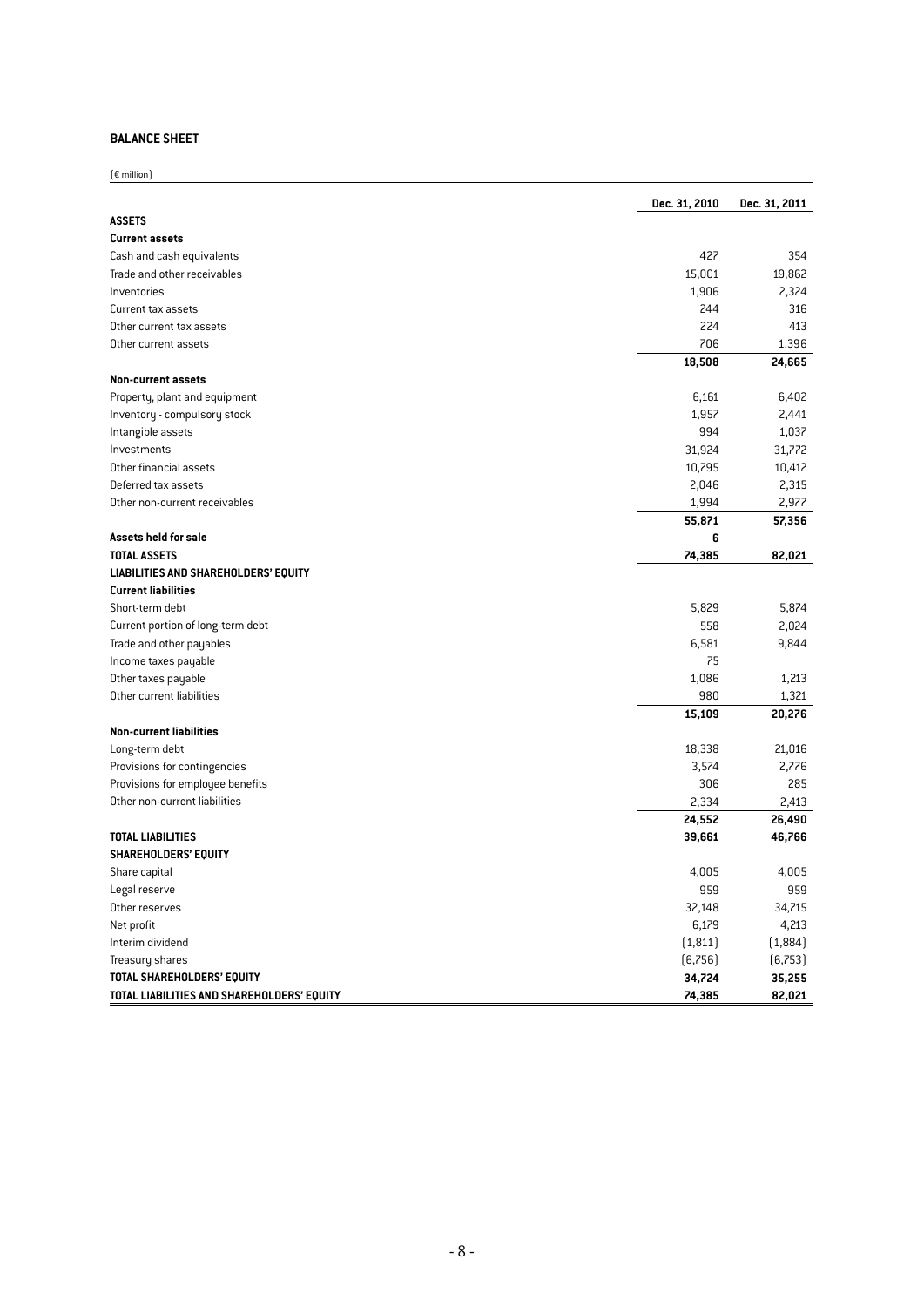**BALANCE SHEET**

(€ million)

| | Dec. 31, 2010 | Dec. 31, 2011 |
|---|---|---|
| **ASSETS** | | |
| **Current assets** | | |
| Cash and cash equivalents | 427 | 354 |
| Trade and other receivables | 15,001 | 19,862 |
| Inventories | 1,906 | 2,324 |
| Current tax assets | 244 | 316 |
| Other current tax assets | 224 | 413 |
| Other current assets | 706 | 1,396 |
| | **18,508** | **24,665** |
| **Non-current assets** | | |
| Property, plant and equipment | 6,161 | 6,402 |
| Inventory - compulsory stock | 1,957 | 2,441 |
| Intangible assets | 994 | 1,037 |
| Investments | 31,924 | 31,772 |
| Other financial assets | 10,795 | 10,412 |
| Deferred tax assets | 2,046 | 2,315 |
| Other non-current receivables | 1,994 | 2,977 |
| | **55,871** | **57,356** |
| **Assets held for sale** | **6** | |
| **TOTAL ASSETS** | **74,385** | **82,021** |
| **LIABILITIES AND SHAREHOLDERS' EQUITY** | | |
| **Current liabilities** | | |
| Short-term debt | 5,829 | 5,874 |
| Current portion of long-term debt | 558 | 2,024 |
| Trade and other payables | 6,581 | 9,844 |
| Income taxes payable | 75 | |
| Other taxes payable | 1,086 | 1,213 |
| Other current liabilities | 980 | 1,321 |
| | **15,109** | **20,276** |
| **Non-current liabilities** | | |
| Long-term debt | 18,338 | 21,016 |
| Provisions for contingencies | 3,574 | 2,776 |
| Provisions for employee benefits | 306 | 285 |
| Other non-current liabilities | 2,334 | 2,413 |
| | **24,552** | **26,490** |
| **TOTAL LIABILITIES** | **39,661** | **46,766** |
| **SHAREHOLDERS' EQUITY** | | |
| Share capital | 4,005 | 4,005 |
| Legal reserve | 959 | 959 |
| Other reserves | 32,148 | 34,715 |
| Net profit | 6,179 | 4,213 |
| Interim dividend | (1,811) | (1,884) |
| Treasury shares | (6,756) | (6,753) |
| **TOTAL SHAREHOLDERS' EQUITY** | **34,724** | **35,255** |
| **TOTAL LIABILITIES AND SHAREHOLDERS' EQUITY** | **74,385** | **82,021** |